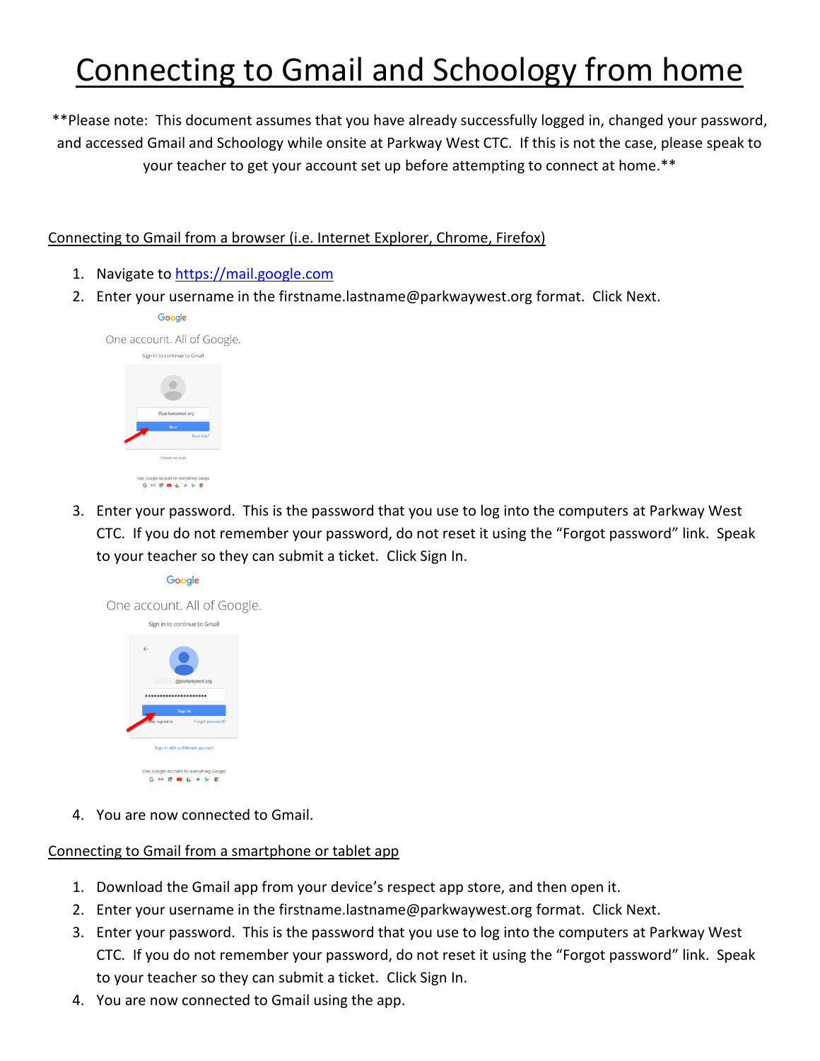# Connecting to Gmail and Schoology from home

**Please note: This document assumes that you have already successfully logged in, changed your password, and accessed Gmail and Schoology while onsite at Parkway West CTC. If this is not the case, please speak to your teacher to get your account set up before attempting to connect at home.**

## Connecting to Gmail from a browser (i.e. Internet Explorer, Chrome, Firefox)

1. Navigate to https://mail.google.com
2. Enter your username in the firstname.lastname@parkwaywest.org format. Click Next.
3. Enter your password. This is the password that you use to log into the computers at Parkway West CTC. If you do not remember your password, do not reset it using the "Forgot password" link. Speak to your teacher so they can submit a ticket. Click Sign In.
4. You are now connected to Gmail.

## Connecting to Gmail from a smartphone or tablet app

1. Download the Gmail app from your device's respect app store, and then open it.
2. Enter your username in the firstname.lastname@parkwaywest.org format. Click Next.
3. Enter your password. This is the password that you use to log into the computers at Parkway West CTC. If you do not remember your password, do not reset it using the "Forgot password" link. Speak to your teacher so they can submit a ticket. Click Sign In.
4. You are now connected to Gmail using the app.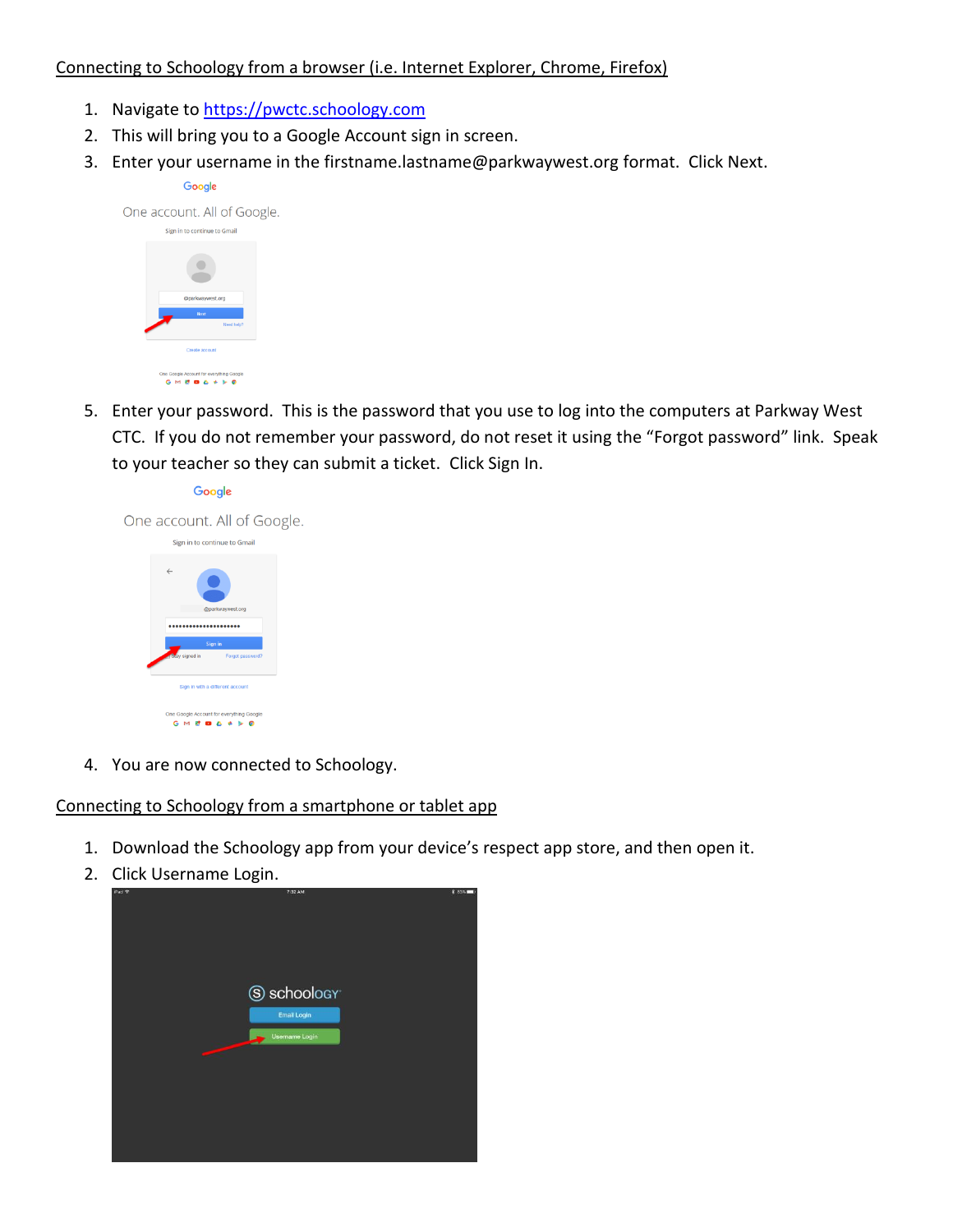Connecting to Schoology from a browser (i.e. Internet Explorer, Chrome, Firefox)

1. Navigate to https://pwctc.schoology.com
2. This will bring you to a Google Account sign in screen.
3. Enter your username in the firstname.lastname@parkwaywest.org format. Click Next.

5. Enter your password. This is the password that you use to log into the computers at Parkway West CTC. If you do not remember your password, do not reset it using the “Forgot password” link. Speak to your teacher so they can submit a ticket. Click Sign In.

4. You are now connected to Schoology.

Connecting to Schoology from a smartphone or tablet app

1. Download the Schoology app from your device’s respect app store, and then open it.
2. Click Username Login.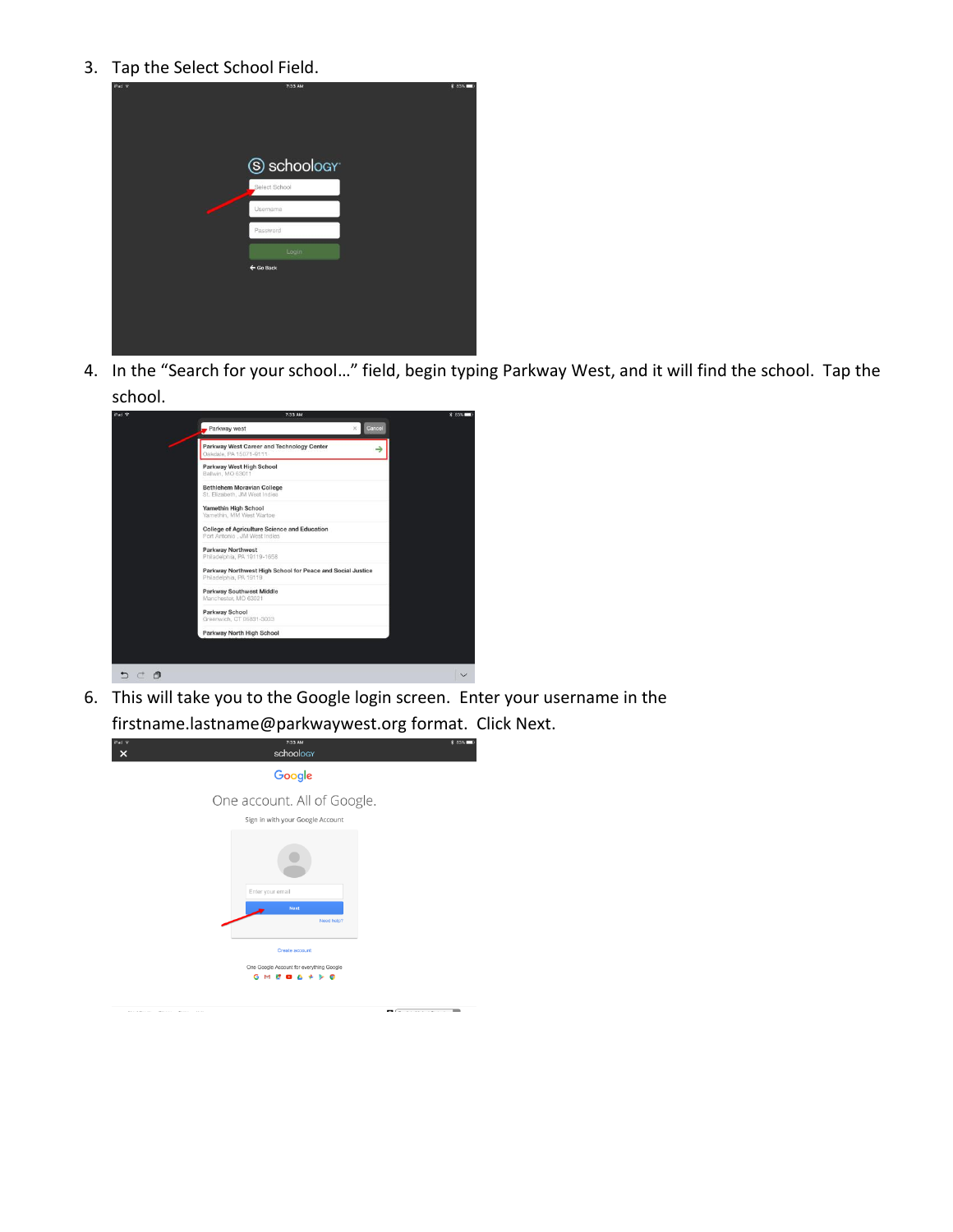3. Tap the Select School Field.

4. In the "Search for your school…" field, begin typing Parkway West, and it will find the school. Tap the school.

6. This will take you to the Google login screen. Enter your username in the firstname.lastname@parkwaywest.org format. Click Next.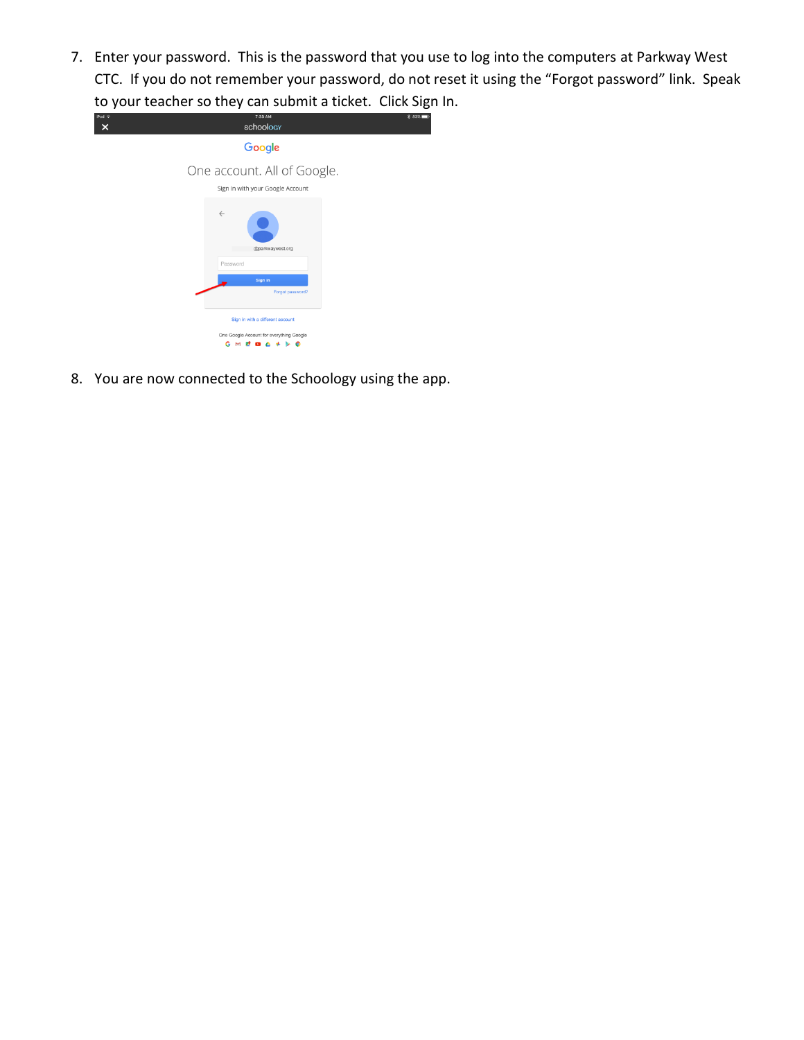7. Enter your password. This is the password that you use to log into the computers at Parkway West CTC. If you do not remember your password, do not reset it using the "Forgot password" link. Speak to your teacher so they can submit a ticket. Click Sign In.

8. You are now connected to the Schoology using the app.